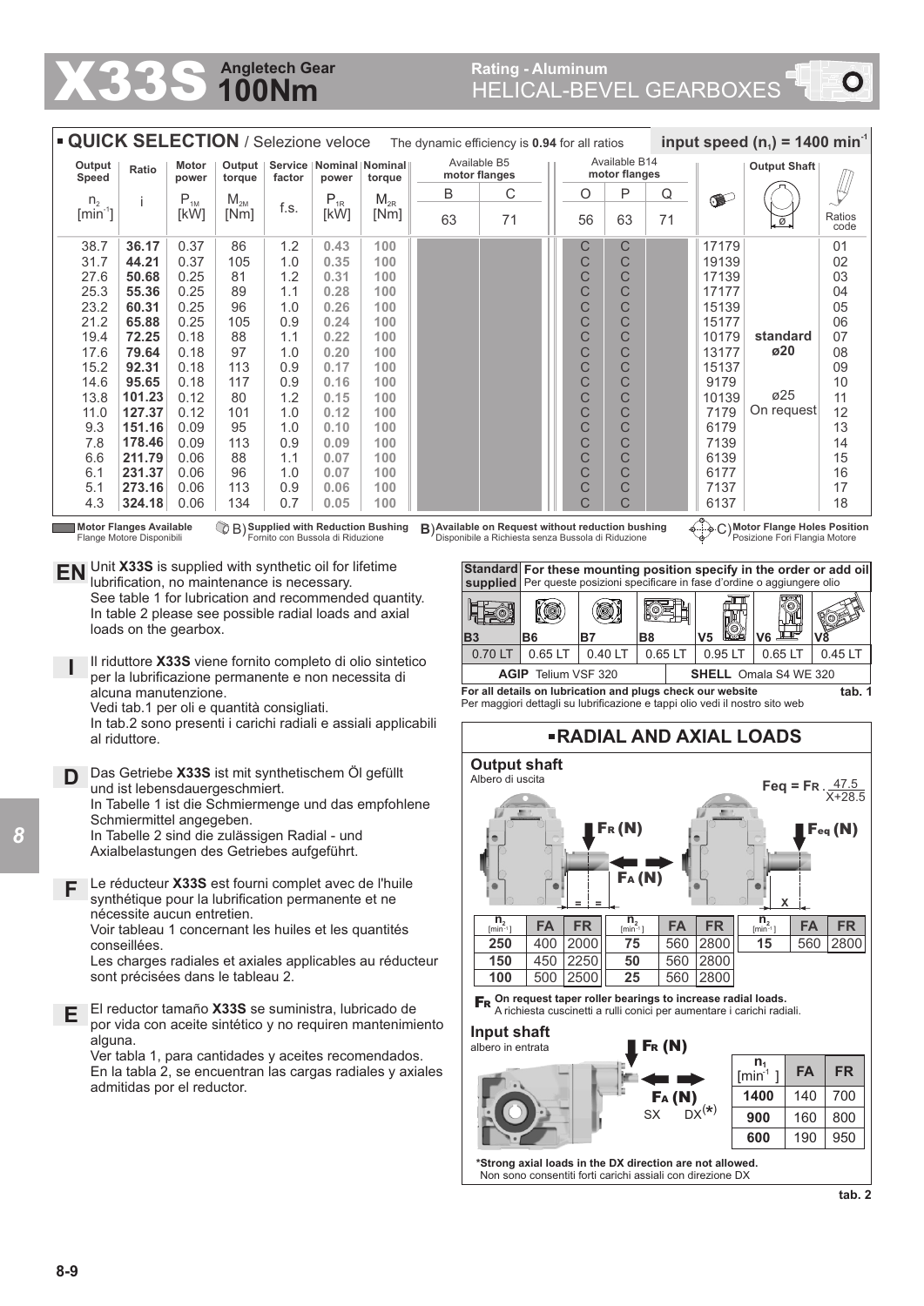# X33S Angletech Gear 100Nm

## Rating - Aluminum HELICAL-BEVEL GEARBOXES

### QUICK SELECTION / Selezione veloce

The dynamic efficiency is **0.94** for all ratios — **input speed ($n_1$) = 1400 min$^{-1}$**

| Output Speed $n_2$ [min$^{-1}$] | Ratio i | Motor power $P_{1M}$ [kW] | Output torque $M_{2M}$ [Nm] | Service factor f.s. | Nominal power $P_{1R}$ [kW] | Nominal torque $M_{2R}$ [Nm] | Available B5 motor flanges B 63 | Available B5 motor flanges C 71 | Available B14 motor flanges O 56 | Available B14 motor flanges P 63 | Available B14 motor flanges Q 71 | | Output Shaft ø | Ratios code |
|---|---|---|---|---|---|---|---|---|---|---|---|---|---|---|
| 38.7 | **36.17** | 0.37 | 86 | 1.2 | **0.43** | **100** | | | C | C | | 17179 | | 01 |
| 31.7 | **44.21** | 0.37 | 105 | 1.0 | **0.35** | **100** | | | C | C | | 19139 | | 02 |
| 27.6 | **50.68** | 0.25 | 81 | 1.2 | **0.31** | **100** | | | C | C | | 17139 | | 03 |
| 25.3 | **55.36** | 0.25 | 89 | 1.1 | **0.28** | **100** | | | C | C | | 17177 | | 04 |
| 23.2 | **60.31** | 0.25 | 96 | 1.0 | **0.26** | **100** | | | C | C | | 15139 | | 05 |
| 21.2 | **65.88** | 0.25 | 105 | 0.9 | **0.24** | **100** | | | C | C | | 15177 | | 06 |
| 19.4 | **72.25** | 0.18 | 88 | 1.1 | **0.22** | **100** | | | C | C | | 10179 | **standard** | 07 |
| 17.6 | **79.64** | 0.18 | 97 | 1.0 | **0.20** | **100** | | | C | C | | 13177 | **ø20** | 08 |
| 15.2 | **92.31** | 0.18 | 113 | 0.9 | **0.17** | **100** | | | C | C | | 15137 | | 09 |
| 14.6 | **95.65** | 0.18 | 117 | 0.9 | **0.16** | **100** | | | C | C | | 9179 | ø25 | 10 |
| 13.8 | **101.23** | 0.12 | 80 | 1.2 | **0.15** | **100** | | | C | C | | 10139 | On request | 11 |
| 11.0 | **127.37** | 0.12 | 101 | 1.0 | **0.12** | **100** | | | C | C | | 7179 | | 12 |
| 9.3 | **151.16** | 0.09 | 95 | 1.0 | **0.10** | **100** | | | C | C | | 6179 | | 13 |
| 7.8 | **178.46** | 0.09 | 113 | 0.9 | **0.09** | **100** | | | C | C | | 7139 | | 14 |
| 6.6 | **211.79** | 0.06 | 88 | 1.1 | **0.07** | **100** | | | C | C | | 6139 | | 15 |
| 6.1 | **231.37** | 0.06 | 96 | 1.0 | **0.07** | **100** | | | C | C | | 6177 | | 16 |
| 5.1 | **273.16** | 0.06 | 113 | 0.9 | **0.06** | **100** | | | C | C | | 7137 | | 17 |
| 4.3 | **324.18** | 0.06 | 134 | 0.7 | **0.05** | **100** | | | C | C | | 6137 | | 18 |

**Motor Flanges Available** Flange Motore Disponibili — B) **Supplied with Reduction Bushing** Fornito con Bussola di Riduzione — B) **Available on Request without reduction bushing** Disponibile a Richiesta senza Bussola di Riduzione — C) **Motor Flange Holes Position** Posizione Fori Flangia Motore

**EN** Unit **X33S** is supplied with synthetic oil for lifetime lubrification, no maintenance is necessary.
See table 1 for lubrication and recommended quantity.
In table 2 please see possible radial loads and axial loads on the gearbox.

**I** Il riduttore **X33S** viene fornito completo di olio sintetico per la lubrificazione permanente e non necessita di alcuna manutenzione.
Vedi tab.1 per oli e quantità consigliati.
In tab.2 sono presenti i carichi radiali e assiali applicabili al riduttore.

**D** Das Getriebe **X33S** ist mit synthetischem Öl gefüllt und ist lebensdauergeschmiert.
In Tabelle 1 ist die Schmiermenge und das empfohlene Schmiermittel angegeben.
In Tabelle 2 sind die zulässigen Radial - und Axialbelastungen des Getriebes aufgeführt.

**F** Le réducteur **X33S** est fourni complet avec de l'huile synthétique pour la lubrification permanente et ne nécessite aucun entretien.
Voir tableau 1 concernant les huiles et les quantités conseillées.
Les charges radiales et axiales applicables au réducteur sont précisées dans le tableau 2.

**E** El reductor tamaño **X33S** se suministra, lubricado de por vida con aceite sintético y no requiren mantenimiento alguna.
Ver tabla 1, para cantidades y aceites recomendados.
En la tabla 2, se encuentran las cargas radiales y axiales admitidas por el reductor.

| **Standard supplied** | **For these mounting position specify in the order or add oil** Per queste posizioni specificare in fase d'ordine o aggiungere olio | | | | | |
|---|---|---|---|---|---|---|
| B3 | B6 | B7 | B8 | V5 | V6 | V8 |
| 0.70 LT | 0.65 LT | 0.40 LT | 0.65 LT | 0.95 LT | 0.65 LT | 0.45 LT |
| **AGIP** Telium VSF 320 | | | | **SHELL** Omala S4 WE 320 | | |

**For all details on lubrication and plugs check our website** — Per maggiori dettagli su lubrificazione e tappi olio vedi il nostro sito web — **tab. 1**

### RADIAL AND AXIAL LOADS

**Output shaft**
Albero di uscita

$$F_{eq} = F_R \cdot \frac{47.5}{X+28.5}$$

| $n_2$ [min$^{-1}$] | FA | FR | $n_2$ [min$^{-1}$] | FA | FR | $n_2$ [min$^{-1}$] | FA | FR |
|---|---|---|---|---|---|---|---|---|
| **250** | 400 | 2000 | **75** | 560 | 2800 | **15** | 560 | 2800 |
| **150** | 450 | 2250 | **50** | 560 | 2800 | | | |
| **100** | 500 | 2500 | **25** | 560 | 2800 | | | |

**FR** **On request taper roller bearings to increase radial loads.** A richiesta cuscinetti a rulli conici per aumentare i carichi radiali.

**Input shaft**
albero in entrata

| $n_1$ [min$^{-1}$] | FA | FR |
|---|---|---|
| **1400** | 140 | 700 |
| **900** | 160 | 800 |
| **600** | 190 | 950 |

**\*Strong axial loads in the DX direction are not allowed.**
Non sono consentiti forti carichi assiali con direzione DX

**tab. 2**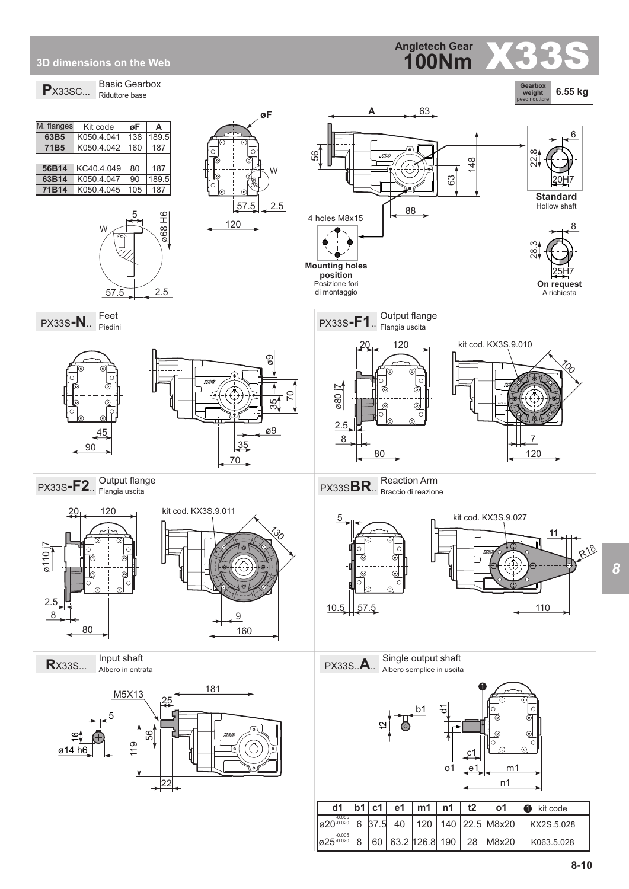3D dimensions on the Web

# Angletech Gear 100Nm X33S

## PX33SC... Basic Gearbox
*Riduttore base*

Gearbox weight / peso riduttore: **6.55 kg**

| M. flanges | Kit code | øF | A |
|---|---|---|---|
| 63B5 | K050.4.041 | 138 | 189.5 |
| 71B5 | K050.4.042 | 160 | 187 |
| | | | |
| 56B14 | KC40.4.049 | 80 | 187 |
| 63B14 | K050.4.047 | 90 | 189.5 |
| 71B14 | K050.4.045 | 105 | 187 |

W
5
ø68 H6
57.5
2.5

øF
W
57.5
2.5
120

A
63
56
148
63
88
4 holes M8x15

**Mounting holes position**
Posizione fori di montaggio

6
22.8
20H7
**Standard**
Hollow shaft

8
28.3
25H7
**On request**
A richiesta

## PX33S-N.. Feet
*Piedini*

45
90
ø9
70
35
ø9
35
70

## PX33S-F1.. Output flange
*Flangia uscita*

20
120
ø80 j7
2.5
8
80
kit cod. KX3S.9.010
100
7
120

## PX33S-F2.. Output flange
*Flangia uscita*

20
120
ø110 j7
2.5
8
80
kit cod. KX3S.9.011
130
9
160

## PX33SBR.. Reaction Arm
*Braccio di reazione*

5
10.5
57.5
kit cod. KX3S.9.027
11
R18
110

## RX33S... Input shaft
*Albero in entrata*

M5X13
181
25
5
16
ø14 h6
56
119
22

## PX33S..A.. Single output shaft
*Albero semplice in uscita*

t2
b1
d1
c1
o1
e1
m1
n1

| d1 | b1 | c1 | e1 | m1 | n1 | t2 | o1 | ❶ kit code |
|---|---|---|---|---|---|---|---|---|
| $ø20^{-0.005}_{-0.020}$ | 6 | 37.5 | 40 | 120 | 140 | 22.5 | M8x20 | KX2S.5.028 |
| $ø25^{-0.005}_{-0.020}$ | 8 | 60 | 63.2 | 126.8 | 190 | 28 | M8x20 | K063.5.028 |